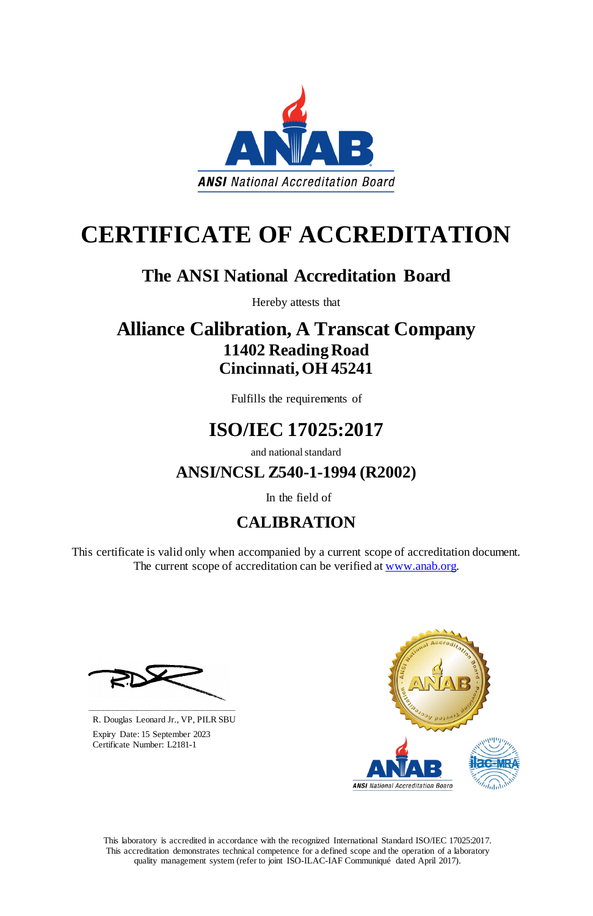ANSI National Accreditation Board

# CERTIFICATE OF ACCREDITATION

## The ANSI National Accreditation Board

Hereby attests that

## Alliance Calibration, A Transcat Company

**11402 Reading Road**
**Cincinnati, OH 45241**

Fulfills the requirements of

## ISO/IEC 17025:2017

and national standard

## ANSI/NCSL Z540-1-1994 (R2002)

In the field of

## CALIBRATION

This certificate is valid only when accompanied by a current scope of accreditation document. The current scope of accreditation can be verified at www.anab.org.

R. Douglas Leonard Jr., VP, PILR SBU

Expiry Date: 15 September 2023
Certificate Number: L2181-1

This laboratory is accredited in accordance with the recognized International Standard ISO/IEC 17025:2017. This accreditation demonstrates technical competence for a defined scope and the operation of a laboratory quality management system (refer to joint ISO-ILAC-IAF Communiqué dated April 2017).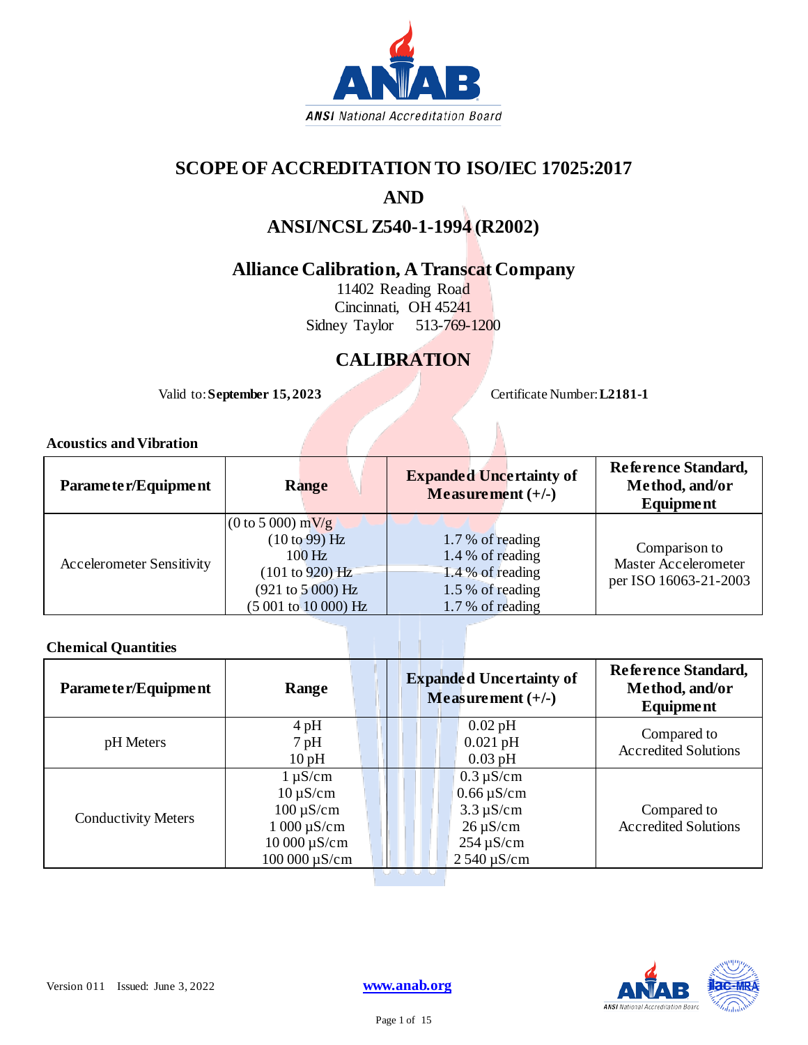# SCOPE OF ACCREDITATION TO ISO/IEC 17025:2017

# AND

# ANSI/NCSL Z540-1-1994 (R2002)

## Alliance Calibration, A Transcat Company

11402 Reading Road
Cincinnati, OH 45241
Sidney Taylor 513-769-1200

## CALIBRATION

Valid to: **September 15, 2023** Certificate Number: **L2181-1**

**Acoustics and Vibration**

| Parameter/Equipment | Range | Expanded Uncertainty of Measurement (+/-) | Reference Standard, Method, and/or Equipment |
|---|---|---|---|
| Accelerometer Sensitivity | (0 to 5 000) mV/g<br>(10 to 99) Hz<br>100 Hz<br>(101 to 920) Hz<br>(921 to 5 000) Hz<br>(5 001 to 10 000) Hz | <br>1.7 % of reading<br>1.4 % of reading<br>1.4 % of reading<br>1.5 % of reading<br>1.7 % of reading | Comparison to Master Accelerometer per ISO 16063-21-2003 |

**Chemical Quantities**

| Parameter/Equipment | Range | Expanded Uncertainty of Measurement (+/-) | Reference Standard, Method, and/or Equipment |
|---|---|---|---|
| pH Meters | 4 pH<br>7 pH<br>10 pH | 0.02 pH<br>0.021 pH<br>0.03 pH | Compared to Accredited Solutions |
| Conductivity Meters | 1 µS/cm<br>10 µS/cm<br>100 µS/cm<br>1 000 µS/cm<br>10 000 µS/cm<br>100 000 µS/cm | 0.3 µS/cm<br>0.66 µS/cm<br>3.3 µS/cm<br>26 µS/cm<br>254 µS/cm<br>2 540 µS/cm | Compared to Accredited Solutions |

Version 011 Issued: June 3, 2022 www.anab.org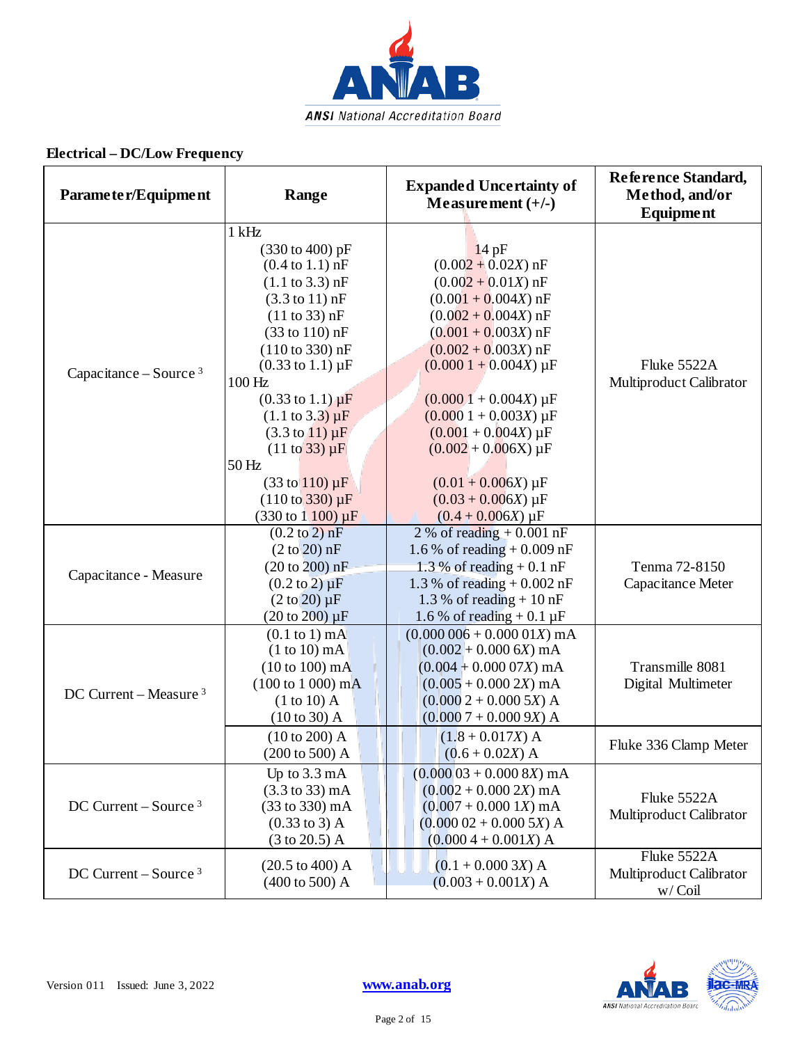**Electrical – DC/Low Frequency**

| Parameter/Equipment | Range | Expanded Uncertainty of Measurement (+/-) | Reference Standard, Method, and/or Equipment |
|---|---|---|---|
| Capacitance – Source [3] | 1 kHz<br>(330 to 400) pF<br>(0.4 to 1.1) nF<br>(1.1 to 3.3) nF<br>(3.3 to 11) nF<br>(11 to 33) nF<br>(33 to 110) nF<br>(110 to 330) nF<br>(0.33 to 1.1) µF<br>100 Hz<br>(0.33 to 1.1) µF<br>(1.1 to 3.3) µF<br>(3.3 to 11) µF<br>(11 to 33) µF<br>50 Hz<br>(33 to 110) µF<br>(110 to 330) µF<br>(330 to 1 100) µF | <br>14 pF<br>$(0.002 + 0.02X)$ nF<br>$(0.002 + 0.01X)$ nF<br>$(0.001 + 0.004X)$ nF<br>$(0.002 + 0.004X)$ nF<br>$(0.001 + 0.003X)$ nF<br>$(0.002 + 0.003X)$ nF<br>$(0.000\,1 + 0.004X)$ µF<br><br>$(0.000\,1 + 0.004X)$ µF<br>$(0.000\,1 + 0.003X)$ µF<br>$(0.001 + 0.004X)$ µF<br>$(0.002 + 0.006X)$ µF<br><br>$(0.01 + 0.006X)$ µF<br>$(0.03 + 0.006X)$ µF<br>$(0.4 + 0.006X)$ µF | Fluke 5522A Multiproduct Calibrator |
| Capacitance - Measure | (0.2 to 2) nF<br>(2 to 20) nF<br>(20 to 200) nF<br>(0.2 to 2) µF<br>(2 to 20) µF<br>(20 to 200) µF | 2 % of reading + 0.001 nF<br>1.6 % of reading + 0.009 nF<br>1.3 % of reading + 0.1 nF<br>1.3 % of reading + 0.002 nF<br>1.3 % of reading + 10 nF<br>1.6 % of reading + 0.1 µF | Tenma 72-8150 Capacitance Meter |
| DC Current – Measure [3] | (0.1 to 1) mA<br>(1 to 10) mA<br>(10 to 100) mA<br>(100 to 1 000) mA<br>(1 to 10) A<br>(10 to 30) A | $(0.000\,006 + 0.000\,01X)$ mA<br>$(0.002 + 0.000\,6X)$ mA<br>$(0.004 + 0.000\,07X)$ mA<br>$(0.005 + 0.000\,2X)$ mA<br>$(0.000\,2 + 0.000\,5X)$ A<br>$(0.000\,7 + 0.000\,9X)$ A | Transmille 8081 Digital Multimeter |
| | (10 to 200) A<br>(200 to 500) A | $(1.8 + 0.017X)$ A<br>$(0.6 + 0.02X)$ A | Fluke 336 Clamp Meter |
| DC Current – Source [3] | Up to 3.3 mA<br>(3.3 to 33) mA<br>(33 to 330) mA<br>(0.33 to 3) A<br>(3 to 20.5) A | $(0.000\,03 + 0.000\,8X)$ mA<br>$(0.002 + 0.000\,2X)$ mA<br>$(0.007 + 0.000\,1X)$ mA<br>$(0.000\,02 + 0.000\,5X)$ A<br>$(0.000\,4 + 0.001X)$ A | Fluke 5522A Multiproduct Calibrator |
| DC Current – Source [3] | (20.5 to 400) A<br>(400 to 500) A | $(0.1 + 0.000\,3X)$ A<br>$(0.003 + 0.001X)$ A | Fluke 5522A Multiproduct Calibrator w/ Coil |

Version 011 Issued: June 3, 2022 www.anab.org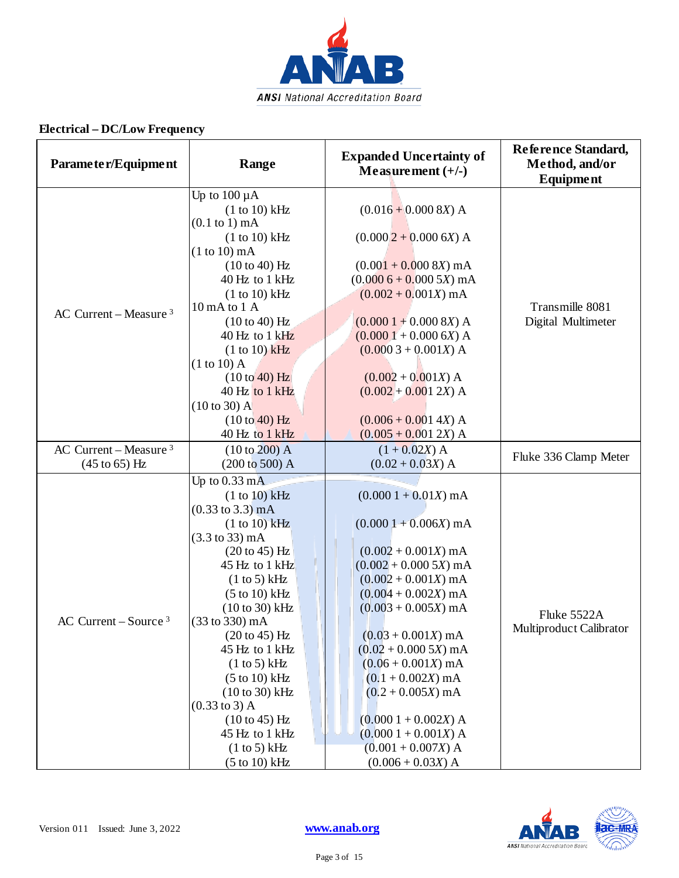## Electrical – DC/Low Frequency

| Parameter/Equipment | Range | Expanded Uncertainty of Measurement (+/-) | Reference Standard, Method, and/or Equipment |
|---|---|---|---|
| AC Current – Measure [3] | Up to 100 µA | | Transmille 8081 Digital Multimeter |
| | (1 to 10) kHz | (0.016 + 0.000 8*X*) A | |
| | (0.1 to 1) mA | | |
| | (1 to 10) kHz | (0.000 2 + 0.000 6*X*) A | |
| | (1 to 10) mA | | |
| | (10 to 40) Hz | (0.001 + 0.000 8*X*) mA | |
| | 40 Hz to 1 kHz | (0.000 6 + 0.000 5*X*) mA | |
| | (1 to 10) kHz | (0.002 + 0.001*X*) mA | |
| | 10 mA to 1 A | | |
| | (10 to 40) Hz | (0.000 1 + 0.000 8*X*) A | |
| | 40 Hz to 1 kHz | (0.000 1 + 0.000 6*X*) A | |
| | (1 to 10) kHz | (0.000 3 + 0.001*X*) A | |
| | (1 to 10) A | | |
| | (10 to 40) Hz | (0.002 + 0.001*X*) A | |
| | 40 Hz to 1 kHz | (0.002 + 0.001 2*X*) A | |
| | (10 to 30) A | | |
| | (10 to 40) Hz | (0.006 + 0.001 4*X*) A | |
| | 40 Hz to 1 kHz | (0.005 + 0.001 2*X*) A | |
| AC Current – Measure [3] (45 to 65) Hz | (10 to 200) A | (1 + 0.02*X*) A | Fluke 336 Clamp Meter |
| | (200 to 500) A | (0.02 + 0.03*X*) A | |
| AC Current – Source [3] | Up to 0.33 mA | | Fluke 5522A Multiproduct Calibrator |
| | (1 to 10) kHz | (0.000 1 + 0.01*X*) mA | |
| | (0.33 to 3.3) mA | | |
| | (1 to 10) kHz | (0.000 1 + 0.006*X*) mA | |
| | (3.3 to 33) mA | | |
| | (20 to 45) Hz | (0.002 + 0.001*X*) mA | |
| | 45 Hz to 1 kHz | (0.002 + 0.000 5*X*) mA | |
| | (1 to 5) kHz | (0.002 + 0.001*X*) mA | |
| | (5 to 10) kHz | (0.004 + 0.002*X*) mA | |
| | (10 to 30) kHz | (0.003 + 0.005*X*) mA | |
| | (33 to 330) mA | | |
| | (20 to 45) Hz | (0.03 + 0.001*X*) mA | |
| | 45 Hz to 1 kHz | (0.02 + 0.000 5*X*) mA | |
| | (1 to 5) kHz | (0.06 + 0.001*X*) mA | |
| | (5 to 10) kHz | (0.1 + 0.002*X*) mA | |
| | (10 to 30) kHz | (0.2 + 0.005*X*) mA | |
| | (0.33 to 3) A | | |
| | (10 to 45) Hz | (0.000 1 + 0.002*X*) A | |
| | 45 Hz to 1 kHz | (0.000 1 + 0.001*X*) A | |
| | (1 to 5) kHz | (0.001 + 0.007*X*) A | |
| | (5 to 10) kHz | (0.006 + 0.03*X*) A | |

Version 011 Issued: June 3, 2022

www.anab.org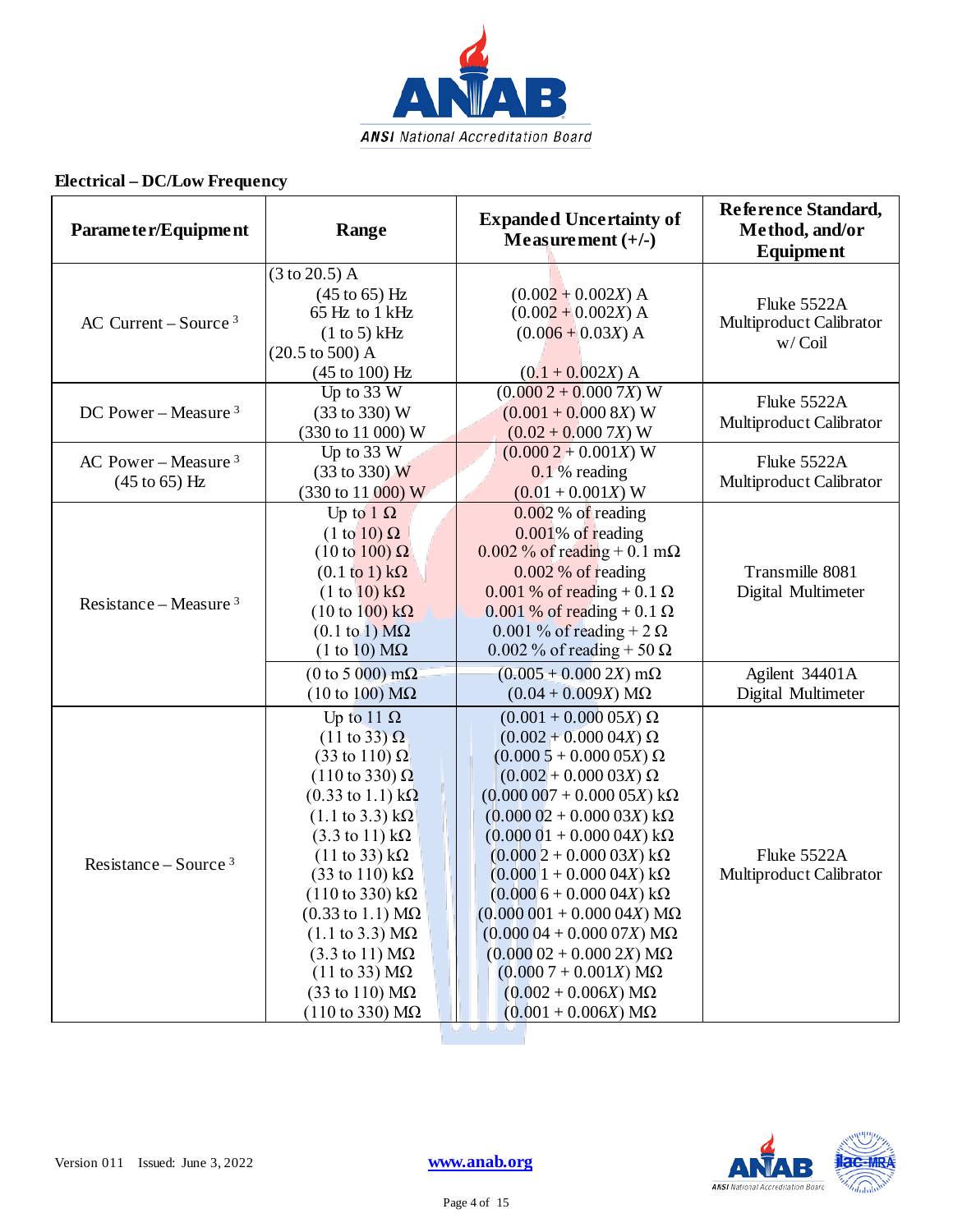**Electrical – DC/Low Frequency**

| Parameter/Equipment | Range | Expanded Uncertainty of Measurement (+/-) | Reference Standard, Method, and/or Equipment |
|---|---|---|---|
| AC Current – Source [3] | (3 to 20.5) A<br>(45 to 65) Hz<br>65 Hz to 1 kHz<br>(1 to 5) kHz<br>(20.5 to 500) A<br>(45 to 100) Hz | <br>$(0.002 + 0.002X)$ A<br>$(0.002 + 0.002X)$ A<br>$(0.006 + 0.03X)$ A<br><br>$(0.1 + 0.002X)$ A | Fluke 5522A Multiproduct Calibrator w/ Coil |
| DC Power – Measure [3] | Up to 33 W<br>(33 to 330) W<br>(330 to 11 000) W | $(0.000\,2 + 0.000\,7X)$ W<br>$(0.001 + 0.000\,8X)$ W<br>$(0.02 + 0.000\,7X)$ W | Fluke 5522A Multiproduct Calibrator |
| AC Power – Measure [3] (45 to 65) Hz | Up to 33 W<br>(33 to 330) W<br>(330 to 11 000) W | $(0.000\,2 + 0.001X)$ W<br>0.1 % reading<br>$(0.01 + 0.001X)$ W | Fluke 5522A Multiproduct Calibrator |
| Resistance – Measure [3] | Up to 1 Ω<br>(1 to 10) Ω<br>(10 to 100) Ω<br>(0.1 to 1) kΩ<br>(1 to 10) kΩ<br>(10 to 100) kΩ<br>(0.1 to 1) MΩ<br>(1 to 10) MΩ | 0.002 % of reading<br>0.001% of reading<br>0.002 % of reading + 0.1 mΩ<br>0.002 % of reading<br>0.001 % of reading + 0.1 Ω<br>0.001 % of reading + 0.1 Ω<br>0.001 % of reading + 2 Ω<br>0.002 % of reading + 50 Ω | Transmille 8081 Digital Multimeter |
| | (0 to 5 000) mΩ<br>(10 to 100) MΩ | $(0.005 + 0.000\,2X)$ mΩ<br>$(0.04 + 0.009X)$ MΩ | Agilent 34401A Digital Multimeter |
| Resistance – Source [3] | Up to 11 Ω<br>(11 to 33) Ω<br>(33 to 110) Ω<br>(110 to 330) Ω<br>(0.33 to 1.1) kΩ<br>(1.1 to 3.3) kΩ<br>(3.3 to 11) kΩ<br>(11 to 33) kΩ<br>(33 to 110) kΩ<br>(110 to 330) kΩ<br>(0.33 to 1.1) MΩ<br>(1.1 to 3.3) MΩ<br>(3.3 to 11) MΩ<br>(11 to 33) MΩ<br>(33 to 110) MΩ<br>(110 to 330) MΩ | $(0.001 + 0.000\,05X)$ Ω<br>$(0.002 + 0.000\,04X)$ Ω<br>$(0.000\,5 + 0.000\,05X)$ Ω<br>$(0.002 + 0.000\,03X)$ Ω<br>$(0.000\,007 + 0.000\,05X)$ kΩ<br>$(0.000\,02 + 0.000\,03X)$ kΩ<br>$(0.000\,01 + 0.000\,04X)$ kΩ<br>$(0.000\,2 + 0.000\,03X)$ kΩ<br>$(0.000\,1 + 0.000\,04X)$ kΩ<br>$(0.000\,6 + 0.000\,04X)$ kΩ<br>$(0.000\,001 + 0.000\,04X)$ MΩ<br>$(0.000\,04 + 0.000\,07X)$ MΩ<br>$(0.000\,02 + 0.000\,2X)$ MΩ<br>$(0.000\,7 + 0.001X)$ MΩ<br>$(0.002 + 0.006X)$ MΩ<br>$(0.001 + 0.006X)$ MΩ | Fluke 5522A Multiproduct Calibrator |

Version 011 Issued: June 3, 2022 www.anab.org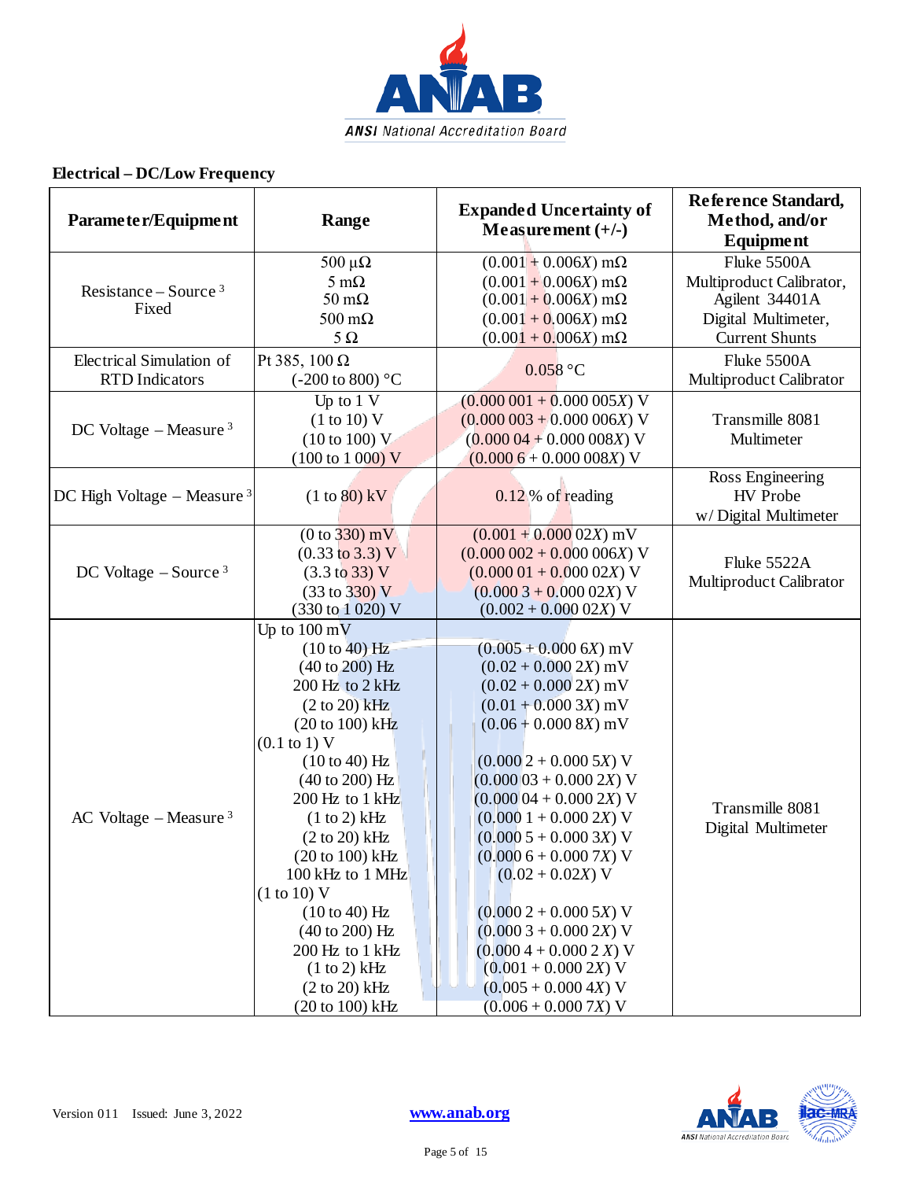## Electrical – DC/Low Frequency

| Parameter/Equipment | Range | Expanded Uncertainty of Measurement (+/-) | Reference Standard, Method, and/or Equipment |
|---|---|---|---|
| Resistance – Source [3] Fixed | 500 µΩ<br>5 mΩ<br>50 mΩ<br>500 mΩ<br>5 Ω | (0.001 + 0.006*X*) mΩ<br>(0.001 + 0.006*X*) mΩ<br>(0.001 + 0.006*X*) mΩ<br>(0.001 + 0.006*X*) mΩ<br>(0.001 + 0.006*X*) mΩ | Fluke 5500A Multiproduct Calibrator, Agilent 34401A Digital Multimeter, Current Shunts |
| Electrical Simulation of RTD Indicators | Pt 385, 100 Ω<br>(-200 to 800) °C | 0.058 °C | Fluke 5500A Multiproduct Calibrator |
| DC Voltage – Measure [3] | Up to 1 V<br>(1 to 10) V<br>(10 to 100) V<br>(100 to 1 000) V | (0.000 001 + 0.000 005*X*) V<br>(0.000 003 + 0.000 006*X*) V<br>(0.000 04 + 0.000 008*X*) V<br>(0.000 6 + 0.000 008*X*) V | Transmille 8081 Multimeter |
| DC High Voltage – Measure [3] | (1 to 80) kV | 0.12 % of reading | Ross Engineering HV Probe w/ Digital Multimeter |
| DC Voltage – Source [3] | (0 to 330) mV<br>(0.33 to 3.3) V<br>(3.3 to 33) V<br>(33 to 330) V<br>(330 to 1 020) V | (0.001 + 0.000 02*X*) mV<br>(0.000 002 + 0.000 006*X*) V<br>(0.000 01 + 0.000 02*X*) V<br>(0.000 3 + 0.000 02*X*) V<br>(0.002 + 0.000 02*X*) V | Fluke 5522A Multiproduct Calibrator |
| AC Voltage – Measure [3] | Up to 100 mV<br>(10 to 40) Hz<br>(40 to 200) Hz<br>200 Hz to 2 kHz<br>(2 to 20) kHz<br>(20 to 100) kHz<br>(0.1 to 1) V<br>(10 to 40) Hz<br>(40 to 200) Hz<br>200 Hz to 1 kHz<br>(1 to 2) kHz<br>(2 to 20) kHz<br>(20 to 100) kHz<br>100 kHz to 1 MHz<br>(1 to 10) V<br>(10 to 40) Hz<br>(40 to 200) Hz<br>200 Hz to 1 kHz<br>(1 to 2) kHz<br>(2 to 20) kHz<br>(20 to 100) kHz | <br>(0.005 + 0.000 6*X*) mV<br>(0.02 + 0.000 2*X*) mV<br>(0.02 + 0.000 2*X*) mV<br>(0.01 + 0.000 3*X*) mV<br>(0.06 + 0.000 8*X*) mV<br><br>(0.000 2 + 0.000 5*X*) V<br>(0.000 03 + 0.000 2*X*) V<br>(0.000 04 + 0.000 2*X*) V<br>(0.000 1 + 0.000 2*X*) V<br>(0.000 5 + 0.000 3*X*) V<br>(0.000 6 + 0.000 7*X*) V<br>(0.02 + 0.02*X*) V<br><br>(0.000 2 + 0.000 5*X*) V<br>(0.000 3 + 0.000 2*X*) V<br>(0.000 4 + 0.000 2 *X*) V<br>(0.001 + 0.000 2*X*) V<br>(0.005 + 0.000 4*X*) V<br>(0.006 + 0.000 7*X*) V | Transmille 8081 Digital Multimeter |

Version 011 Issued: June 3, 2022 www.anab.org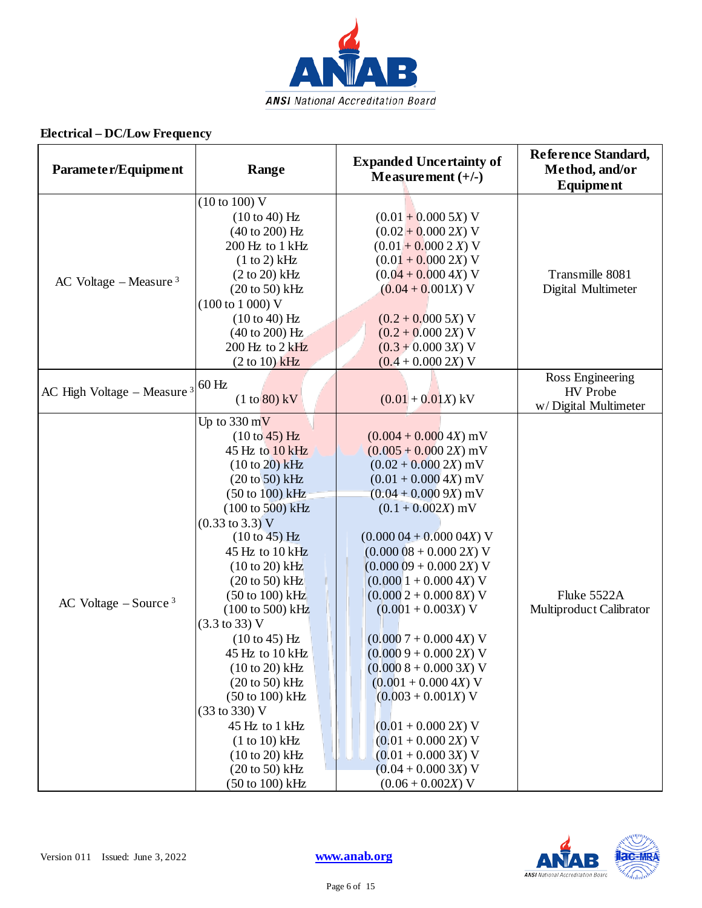## Electrical – DC/Low Frequency

| Parameter/Equipment | Range | Expanded Uncertainty of Measurement (+/-) | Reference Standard, Method, and/or Equipment |
|---|---|---|---|
| AC Voltage – Measure [3] | (10 to 100) V<br>(10 to 40) Hz<br>(40 to 200) Hz<br>200 Hz to 1 kHz<br>(1 to 2) kHz<br>(2 to 20) kHz<br>(20 to 50) kHz<br>(100 to 1 000) V<br>(10 to 40) Hz<br>(40 to 200) Hz<br>200 Hz to 2 kHz<br>(2 to 10) kHz | <br>(0.01 + 0.000 5*X*) V<br>(0.02 + 0.000 2*X*) V<br>(0.01 + 0.000 2 *X*) V<br>(0.01 + 0.000 2*X*) V<br>(0.04 + 0.000 4*X*) V<br>(0.04 + 0.001*X*) V<br><br>(0.2 + 0.000 5*X*) V<br>(0.2 + 0.000 2*X*) V<br>(0.3 + 0.000 3*X*) V<br>(0.4 + 0.000 2*X*) V | Transmille 8081 Digital Multimeter |
| AC High Voltage – Measure [3] | 60 Hz<br>(1 to 80) kV | (0.01 + 0.01*X*) kV | Ross Engineering HV Probe w/ Digital Multimeter |
| AC Voltage – Source [3] | Up to 330 mV<br>(10 to 45) Hz<br>45 Hz to 10 kHz<br>(10 to 20) kHz<br>(20 to 50) kHz<br>(50 to 100) kHz<br>(100 to 500) kHz<br>(0.33 to 3.3) V<br>(10 to 45) Hz<br>45 Hz to 10 kHz<br>(10 to 20) kHz<br>(20 to 50) kHz<br>(50 to 100) kHz<br>(100 to 500) kHz<br>(3.3 to 33) V<br>(10 to 45) Hz<br>45 Hz to 10 kHz<br>(10 to 20) kHz<br>(20 to 50) kHz<br>(50 to 100) kHz<br>(33 to 330) V<br>45 Hz to 1 kHz<br>(1 to 10) kHz<br>(10 to 20) kHz<br>(20 to 50) kHz<br>(50 to 100) kHz | <br>(0.004 + 0.000 4*X*) mV<br>(0.005 + 0.000 2*X*) mV<br>(0.02 + 0.000 2*X*) mV<br>(0.01 + 0.000 4*X*) mV<br>(0.04 + 0.000 9*X*) mV<br>(0.1 + 0.002*X*) mV<br><br>(0.000 04 + 0.000 04*X*) V<br>(0.000 08 + 0.000 2*X*) V<br>(0.000 09 + 0.000 2*X*) V<br>(0.000 1 + 0.000 4*X*) V<br>(0.000 2 + 0.000 8*X*) V<br>(0.001 + 0.003*X*) V<br><br>(0.000 7 + 0.000 4*X*) V<br>(0.000 9 + 0.000 2*X*) V<br>(0.000 8 + 0.000 3*X*) V<br>(0.001 + 0.000 4*X*) V<br>(0.003 + 0.001*X*) V<br><br>(0.01 + 0.000 2*X*) V<br>(0.01 + 0.000 2*X*) V<br>(0.01 + 0.000 3*X*) V<br>(0.04 + 0.000 3*X*) V<br>(0.06 + 0.002*X*) V | Fluke 5522A Multiproduct Calibrator |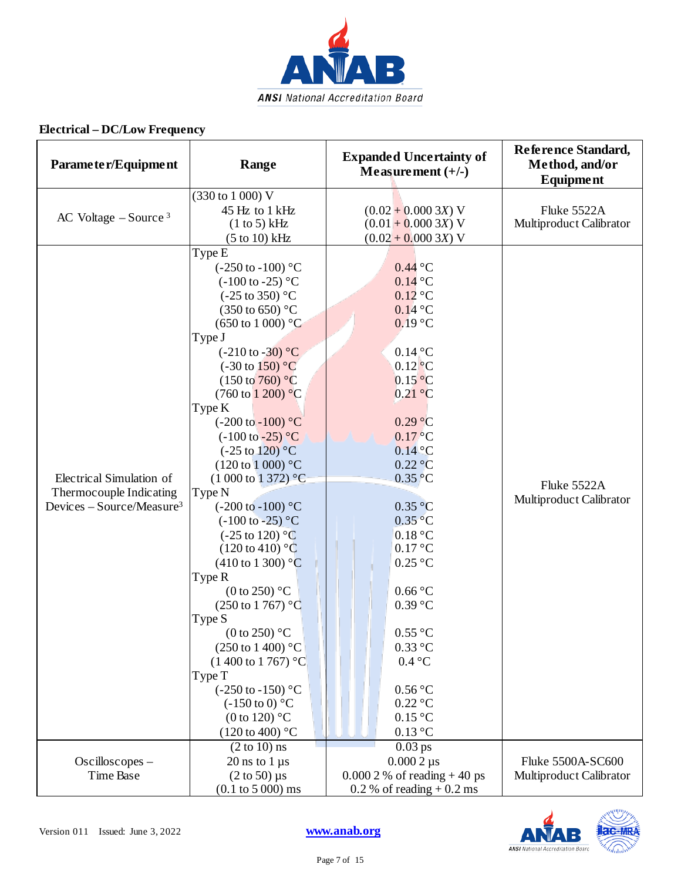**Electrical – DC/Low Frequency**

| Parameter/Equipment | Range | Expanded Uncertainty of Measurement (+/-) | Reference Standard, Method, and/or Equipment |
|---|---|---|---|
| AC Voltage – Source [3] | (330 to 1 000) V<br>45 Hz to 1 kHz<br>(1 to 5) kHz<br>(5 to 10) kHz | <br>$(0.02 + 0.000\ 3X)$ V<br>$(0.01 + 0.000\ 3X)$ V<br>$(0.02 + 0.000\ 3X)$ V | Fluke 5522A Multiproduct Calibrator |
| Electrical Simulation of Thermocouple Indicating Devices – Source/Measure[3] | Type E<br>(-250 to -100) °C<br>(-100 to -25) °C<br>(-25 to 350) °C<br>(350 to 650) °C<br>(650 to 1 000) °C<br>Type J<br>(-210 to -30) °C<br>(-30 to 150) °C<br>(150 to 760) °C<br>(760 to 1 200) °C<br>Type K<br>(-200 to -100) °C<br>(-100 to -25) °C<br>(-25 to 120) °C<br>(120 to 1 000) °C<br>(1 000 to 1 372) °C<br>Type N<br>(-200 to -100) °C<br>(-100 to -25) °C<br>(-25 to 120) °C<br>(120 to 410) °C<br>(410 to 1 300) °C<br>Type R<br>(0 to 250) °C<br>(250 to 1 767) °C<br>Type S<br>(0 to 250) °C<br>(250 to 1 400) °C<br>(1 400 to 1 767) °C<br>Type T<br>(-250 to -150) °C<br>(-150 to 0) °C<br>(0 to 120) °C<br>(120 to 400) °C | <br>0.44 °C<br>0.14 °C<br>0.12 °C<br>0.14 °C<br>0.19 °C<br><br>0.14 °C<br>0.12 °C<br>0.15 °C<br>0.21 °C<br><br>0.29 °C<br>0.17 °C<br>0.14 °C<br>0.22 °C<br>0.35 °C<br><br>0.35 °C<br>0.35 °C<br>0.18 °C<br>0.17 °C<br>0.25 °C<br><br>0.66 °C<br>0.39 °C<br><br>0.55 °C<br>0.33 °C<br>0.4 °C<br><br>0.56 °C<br>0.22 °C<br>0.15 °C<br>0.13 °C | Fluke 5522A Multiproduct Calibrator |
| Oscilloscopes – Time Base | (2 to 10) ns<br>20 ns to 1 µs<br>(2 to 50) µs<br>(0.1 to 5 000) ms | 0.03 ps<br>0.000 2 µs<br>0.000 2 % of reading + 40 ps<br>0.2 % of reading + 0.2 ms | Fluke 5500A-SC600 Multiproduct Calibrator |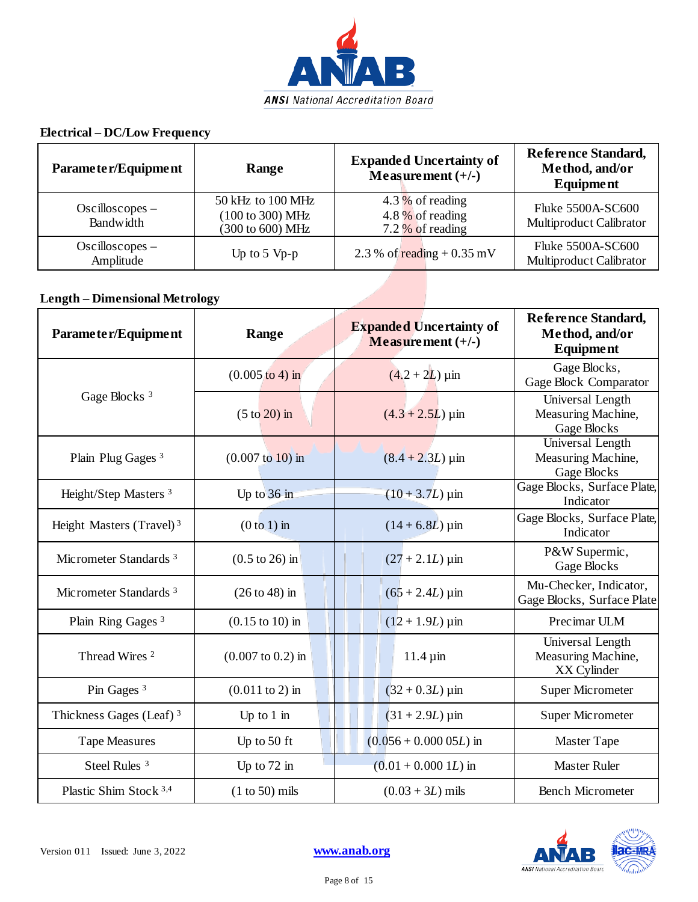### Electrical – DC/Low Frequency

| Parameter/Equipment | Range | Expanded Uncertainty of Measurement (+/-) | Reference Standard, Method, and/or Equipment |
|---|---|---|---|
| Oscilloscopes – Bandwidth | 50 kHz to 100 MHz<br>(100 to 300) MHz<br>(300 to 600) MHz | 4.3 % of reading<br>4.8 % of reading<br>7.2 % of reading | Fluke 5500A-SC600 Multiproduct Calibrator |
| Oscilloscopes – Amplitude | Up to 5 Vp-p | 2.3 % of reading + 0.35 mV | Fluke 5500A-SC600 Multiproduct Calibrator |

### Length – Dimensional Metrology

| Parameter/Equipment | Range | Expanded Uncertainty of Measurement (+/-) | Reference Standard, Method, and/or Equipment |
|---|---|---|---|
| Gage Blocks [3] | (0.005 to 4) in | $(4.2 + 2L)$ µin | Gage Blocks, Gage Block Comparator |
| | (5 to 20) in | $(4.3 + 2.5L)$ µin | Universal Length Measuring Machine, Gage Blocks |
| Plain Plug Gages [3] | (0.007 to 10) in | $(8.4 + 2.3L)$ µin | Universal Length Measuring Machine, Gage Blocks |
| Height/Step Masters [3] | Up to 36 in | $(10 + 3.7L)$ µin | Gage Blocks, Surface Plate, Indicator |
| Height Masters (Travel) [3] | (0 to 1) in | $(14 + 6.8L)$ µin | Gage Blocks, Surface Plate, Indicator |
| Micrometer Standards [3] | (0.5 to 26) in | $(27 + 2.1L)$ µin | P&W Supermic, Gage Blocks |
| Micrometer Standards [3] | (26 to 48) in | $(65 + 2.4L)$ µin | Mu-Checker, Indicator, Gage Blocks, Surface Plate |
| Plain Ring Gages [3] | (0.15 to 10) in | $(12 + 1.9L)$ µin | Precimar ULM |
| Thread Wires [2] | (0.007 to 0.2) in | 11.4 µin | Universal Length Measuring Machine, XX Cylinder |
| Pin Gages [3] | (0.011 to 2) in | $(32 + 0.3L)$ µin | Super Micrometer |
| Thickness Gages (Leaf) [3] | Up to 1 in | $(31 + 2.9L)$ µin | Super Micrometer |
| Tape Measures | Up to 50 ft | $(0.056 + 0.000\,05L)$ in | Master Tape |
| Steel Rules [3] | Up to 72 in | $(0.01 + 0.000\,1L)$ in | Master Ruler |
| Plastic Shim Stock [3,4] | (1 to 50) mils | $(0.03 + 3L)$ mils | Bench Micrometer |

Version 011 Issued: June 3, 2022

www.anab.org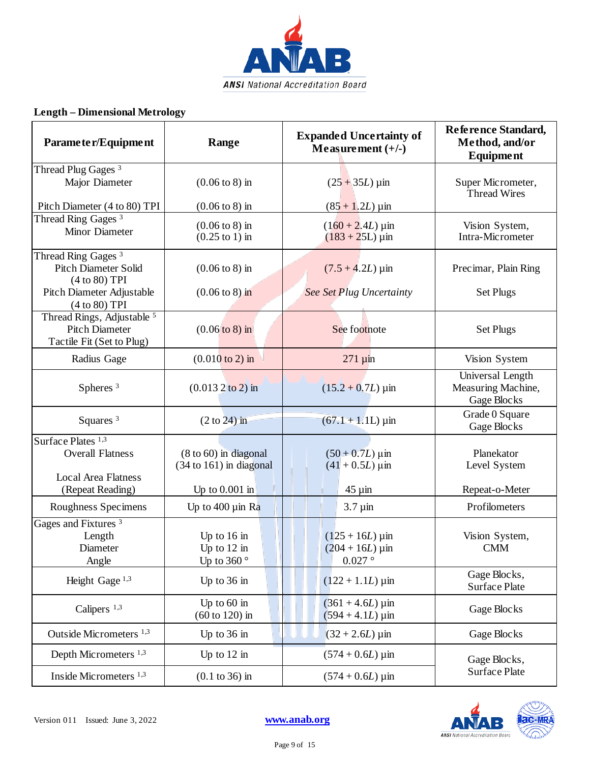**Length – Dimensional Metrology**

| Parameter/Equipment | Range | Expanded Uncertainty of Measurement (+/-) | Reference Standard, Method, and/or Equipment |
|---|---|---|---|
| Thread Plug Gages [3]<br>Major Diameter<br><br>Pitch Diameter (4 to 80) TPI | (0.06 to 8) in<br><br>(0.06 to 8) in | $(25 + 35L)$ µin<br><br>$(85 + 1.2L)$ µin | Super Micrometer,<br>Thread Wires |
| Thread Ring Gages [3]<br>Minor Diameter | (0.06 to 8) in<br>(0.25 to 1) in | $(160 + 2.4L)$ µin<br>$(183 + 25L)$ µin | Vision System,<br>Intra-Micrometer |
| Thread Ring Gages [3]<br>Pitch Diameter Solid (4 to 80) TPI<br>Pitch Diameter Adjustable (4 to 80) TPI | (0.06 to 8) in<br><br>(0.06 to 8) in | $(7.5 + 4.2L)$ µin<br><br>*See Set Plug Uncertainty* | Precimar, Plain Ring<br><br>Set Plugs |
| Thread Rings, Adjustable [5]<br>Pitch Diameter<br>Tactile Fit (Set to Plug) | (0.06 to 8) in | See footnote | Set Plugs |
| Radius Gage | (0.010 to 2) in | 271 µin | Vision System |
| Spheres [3] | (0.013 2 to 2) in | $(15.2 + 0.7L)$ µin | Universal Length Measuring Machine,<br>Gage Blocks |
| Squares [3] | (2 to 24) in | $(67.1 + 1.1L)$ µin | Grade 0 Square<br>Gage Blocks |
| Surface Plates [1,3]<br>Overall Flatness<br><br>Local Area Flatness (Repeat Reading) | (8 to 60) in diagonal<br>(34 to 161) in diagonal<br><br>Up to 0.001 in | $(50 + 0.7L)$ µin<br>$(41 + 0.5L)$ µin<br><br>45 µin | Planekator<br>Level System<br><br>Repeat-o-Meter |
| Roughness Specimens | Up to 400 µin Ra | 3.7 µin | Profilometers |
| Gages and Fixtures [3]<br>Length<br>Diameter<br>Angle | Up to 16 in<br>Up to 12 in<br>Up to 360 ° | $(125 + 16L)$ µin<br>$(204 + 16L)$ µin<br>0.027 ° | Vision System,<br>CMM |
| Height Gage [1,3] | Up to 36 in | $(122 + 1.1L)$ µin | Gage Blocks,<br>Surface Plate |
| Calipers [1,3] | Up to 60 in<br>(60 to 120) in | $(361 + 4.6L)$ µin<br>$(594 + 4.1L)$ µin | Gage Blocks |
| Outside Micrometers [1,3] | Up to 36 in | $(32 + 2.6L)$ µin | Gage Blocks |
| Depth Micrometers [1,3] | Up to 12 in | $(574 + 0.6L)$ µin | Gage Blocks,<br>Surface Plate |
| Inside Micrometers [1,3] | (0.1 to 36) in | $(574 + 0.6L)$ µin | Gage Blocks,<br>Surface Plate |

Version 011 Issued: June 3, 2022 www.anab.org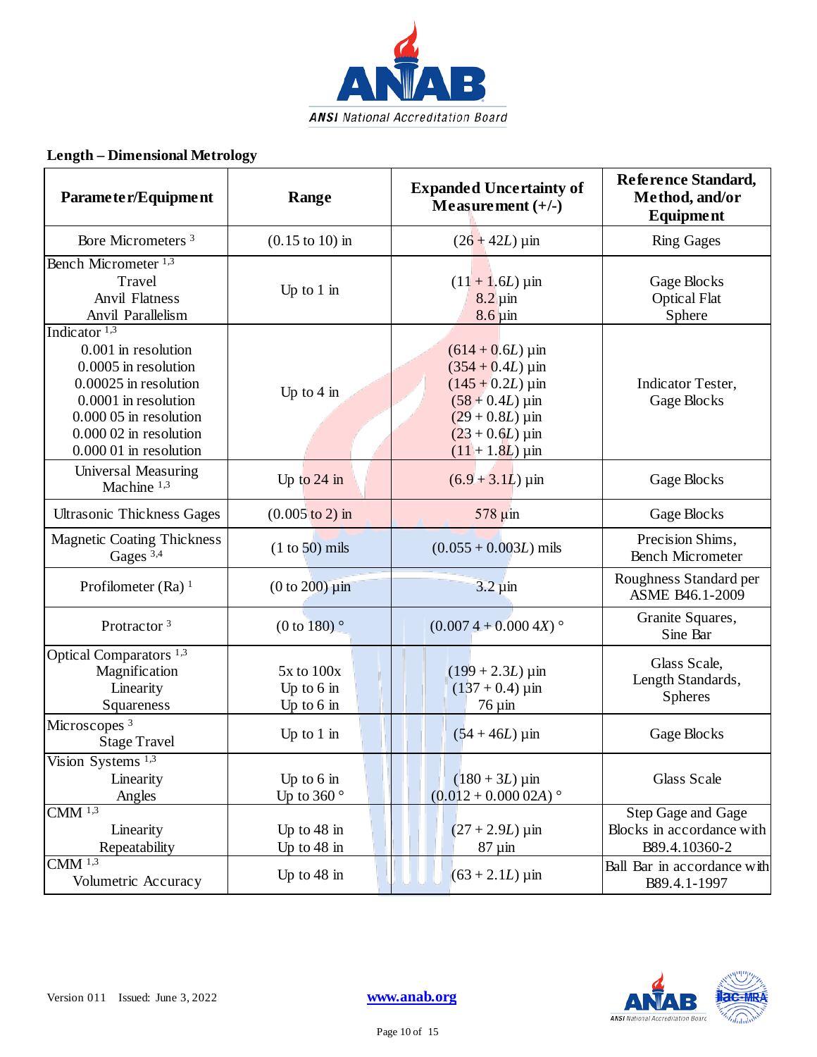## Length – Dimensional Metrology

| Parameter/Equipment | Range | Expanded Uncertainty of Measurement (+/-) | Reference Standard, Method, and/or Equipment |
|---|---|---|---|
| Bore Micrometers [3] | (0.15 to 10) in | $(26 + 42L)$ µin | Ring Gages |
| Bench Micrometer [1,3]<br>Travel<br>Anvil Flatness<br>Anvil Parallelism | Up to 1 in | $(11 + 1.6L)$ µin<br>8.2 µin<br>8.6 µin | Gage Blocks<br>Optical Flat<br>Sphere |
| Indicator [1,3]<br>0.001 in resolution<br>0.0005 in resolution<br>0.00025 in resolution<br>0.0001 in resolution<br>0.000 05 in resolution<br>0.000 02 in resolution<br>0.000 01 in resolution | Up to 4 in | $(614 + 0.6L)$ µin<br>$(354 + 0.4L)$ µin<br>$(145 + 0.2L)$ µin<br>$(58 + 0.4L)$ µin<br>$(29 + 0.8L)$ µin<br>$(23 + 0.6L)$ µin<br>$(11 + 1.8L)$ µin | Indicator Tester,<br>Gage Blocks |
| Universal Measuring Machine [1,3] | Up to 24 in | $(6.9 + 3.1L)$ µin | Gage Blocks |
| Ultrasonic Thickness Gages | (0.005 to 2) in | 578 µin | Gage Blocks |
| Magnetic Coating Thickness Gages [3,4] | (1 to 50) mils | $(0.055 + 0.003L)$ mils | Precision Shims,<br>Bench Micrometer |
| Profilometer (Ra) [1] | (0 to 200) µin | 3.2 µin | Roughness Standard per ASME B46.1-2009 |
| Protractor [3] | (0 to 180) ° | $(0.007\,4 + 0.000\,4X)$ ° | Granite Squares,<br>Sine Bar |
| Optical Comparators [1,3]<br>Magnification<br>Linearity<br>Squareness | 5x to 100x<br>Up to 6 in<br>Up to 6 in | $(199 + 2.3L)$ µin<br>$(137 + 0.4)$ µin<br>76 µin | Glass Scale,<br>Length Standards,<br>Spheres |
| Microscopes [3]<br>Stage Travel | Up to 1 in | $(54 + 46L)$ µin | Gage Blocks |
| Vision Systems [1,3]<br>Linearity<br>Angles | Up to 6 in<br>Up to 360 ° | $(180 + 3L)$ µin<br>$(0.012 + 0.000\,02A)$ ° | Glass Scale |
| CMM [1,3]<br>Linearity<br>Repeatability | Up to 48 in<br>Up to 48 in | $(27 + 2.9L)$ µin<br>87 µin | Step Gage and Gage Blocks in accordance with B89.4.10360-2 |
| CMM [1,3]<br>Volumetric Accuracy | Up to 48 in | $(63 + 2.1L)$ µin | Ball Bar in accordance with B89.4.1-1997 |

Version 011 Issued: June 3, 2022 www.anab.org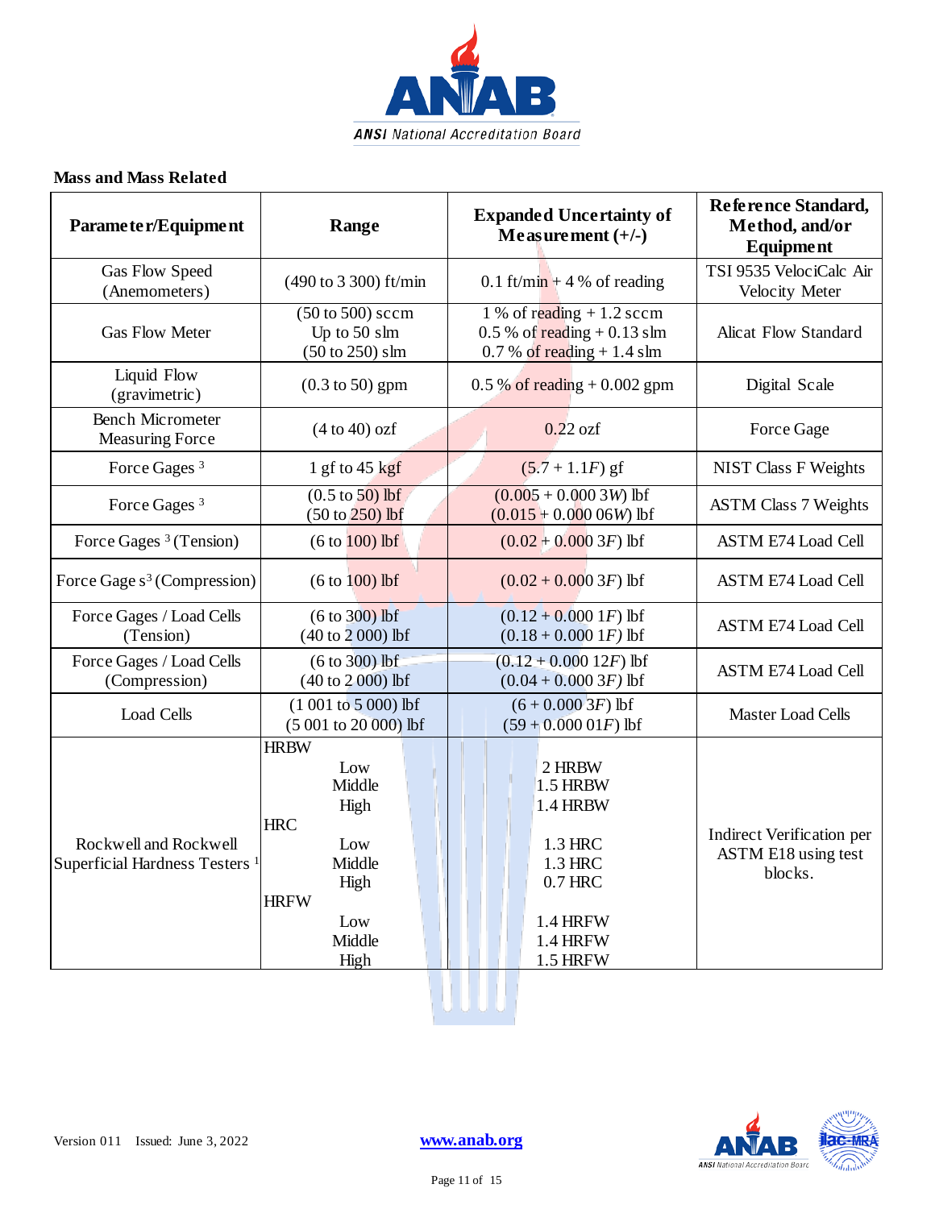### Mass and Mass Related

| Parameter/Equipment | Range | Expanded Uncertainty of Measurement (+/-) | Reference Standard, Method, and/or Equipment |
|---|---|---|---|
| Gas Flow Speed (Anemometers) | (490 to 3 300) ft/min | 0.1 ft/min + 4 % of reading | TSI 9535 VelociCalc Air Velocity Meter |
| Gas Flow Meter | (50 to 500) sccm<br>Up to 50 slm<br>(50 to 250) slm | 1 % of reading + 1.2 sccm<br>0.5 % of reading + 0.13 slm<br>0.7 % of reading + 1.4 slm | Alicat Flow Standard |
| Liquid Flow (gravimetric) | (0.3 to 50) gpm | 0.5 % of reading + 0.002 gpm | Digital Scale |
| Bench Micrometer Measuring Force | (4 to 40) ozf | 0.22 ozf | Force Gage |
| Force Gages [3] | 1 gf to 45 kgf | $(5.7 + 1.1F)$ gf | NIST Class F Weights |
| Force Gages [3] | (0.5 to 50) lbf<br>(50 to 250) lbf | $(0.005 + 0.000\ 3W)$ lbf<br>$(0.015 + 0.000\ 06W)$ lbf | ASTM Class 7 Weights |
| Force Gages [3] (Tension) | (6 to 100) lbf | $(0.02 + 0.000\ 3F)$ lbf | ASTM E74 Load Cell |
| Force Gages [3] (Compression) | (6 to 100) lbf | $(0.02 + 0.000\ 3F)$ lbf | ASTM E74 Load Cell |
| Force Gages / Load Cells (Tension) | (6 to 300) lbf<br>(40 to 2 000) lbf | $(0.12 + 0.000\ 1F)$ lbf<br>$(0.18 + 0.000\ 1F)$ lbf | ASTM E74 Load Cell |
| Force Gages / Load Cells (Compression) | (6 to 300) lbf<br>(40 to 2 000) lbf | $(0.12 + 0.000\ 12F)$ lbf<br>$(0.04 + 0.000\ 3F)$ lbf | ASTM E74 Load Cell |
| Load Cells | (1 001 to 5 000) lbf<br>(5 001 to 20 000) lbf | $(6 + 0.000\ 3F)$ lbf<br>$(59 + 0.000\ 01F)$ lbf | Master Load Cells |
| Rockwell and Rockwell Superficial Hardness Testers [1] | HRBW<br>Low<br>Middle<br>High<br>HRC<br>Low<br>Middle<br>High<br>HRFW<br>Low<br>Middle<br>High | <br>2 HRBW<br>1.5 HRBW<br>1.4 HRBW<br><br>1.3 HRC<br>1.3 HRC<br>0.7 HRC<br><br>1.4 HRFW<br>1.4 HRFW<br>1.5 HRFW | Indirect Verification per ASTM E18 using test blocks. |

Version 011 Issued: June 3, 2022 www.anab.org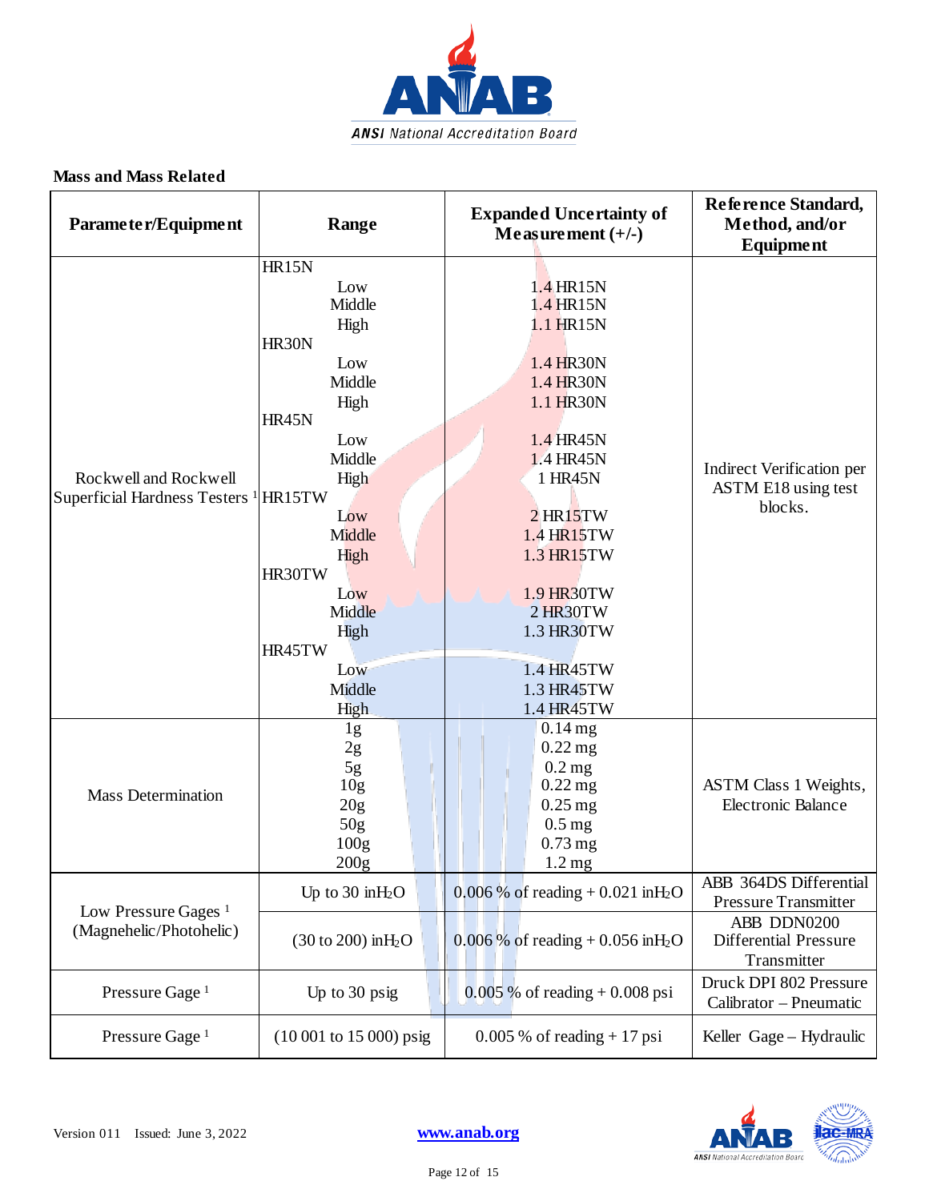## Mass and Mass Related

| Parameter/Equipment | Range | Expanded Uncertainty of Measurement (+/-) | Reference Standard, Method, and/or Equipment |
|---|---|---|---|
| Rockwell and Rockwell Superficial Hardness Testers [1] | HR15N | | Indirect Verification per ASTM E18 using test blocks. |
| | Low | 1.4 HR15N | |
| | Middle | 1.4 HR15N | |
| | High | 1.1 HR15N | |
| | HR30N | | |
| | Low | 1.4 HR30N | |
| | Middle | 1.4 HR30N | |
| | High | 1.1 HR30N | |
| | HR45N | | |
| | Low | 1.4 HR45N | |
| | Middle | 1.4 HR45N | |
| | High | 1 HR45N | |
| | HR15TW | | |
| | Low | 2 HR15TW | |
| | Middle | 1.4 HR15TW | |
| | High | 1.3 HR15TW | |
| | HR30TW | | |
| | Low | 1.9 HR30TW | |
| | Middle | 2 HR30TW | |
| | High | 1.3 HR30TW | |
| | HR45TW | | |
| | Low | 1.4 HR45TW | |
| | Middle | 1.3 HR45TW | |
| | High | 1.4 HR45TW | |
| Mass Determination | 1g | 0.14 mg | ASTM Class 1 Weights, Electronic Balance |
| | 2g | 0.22 mg | |
| | 5g | 0.2 mg | |
| | 10g | 0.22 mg | |
| | 20g | 0.25 mg | |
| | 50g | 0.5 mg | |
| | 100g | 0.73 mg | |
| | 200g | 1.2 mg | |
| Low Pressure Gages [1] (Magnehelic/Photohelic) | Up to 30 in$H_2O$ | 0.006 % of reading + 0.021 in$H_2O$ | ABB 364DS Differential Pressure Transmitter |
| | (30 to 200) in$H_2O$ | 0.006 % of reading + 0.056 in$H_2O$ | ABB DDN0200 Differential Pressure Transmitter |
| Pressure Gage [1] | Up to 30 psig | 0.005 % of reading + 0.008 psi | Druck DPI 802 Pressure Calibrator – Pneumatic |
| Pressure Gage [1] | (10 001 to 15 000) psig | 0.005 % of reading + 17 psi | Keller Gage – Hydraulic |

Version 011 Issued: June 3, 2022

www.anab.org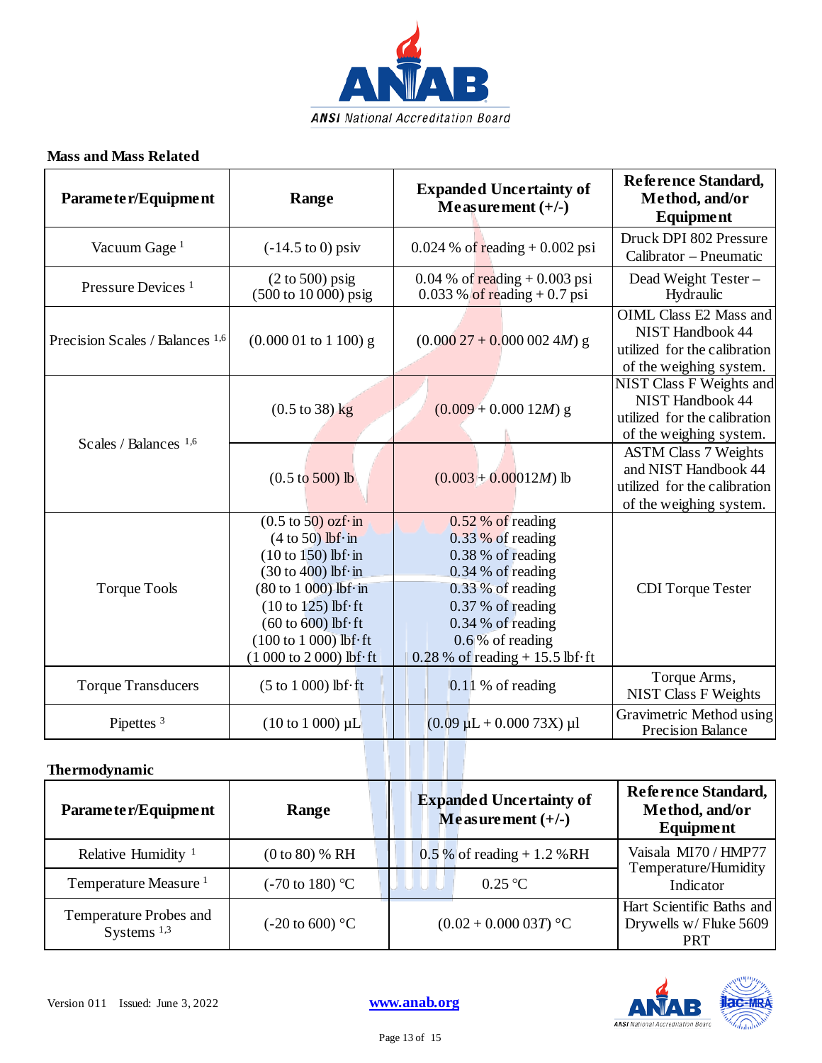### Mass and Mass Related

| Parameter/Equipment | Range | Expanded Uncertainty of Measurement (+/-) | Reference Standard, Method, and/or Equipment |
|---|---|---|---|
| Vacuum Gage [1] | (-14.5 to 0) psiv | 0.024 % of reading + 0.002 psi | Druck DPI 802 Pressure Calibrator – Pneumatic |
| Pressure Devices [1] | (2 to 500) psig<br>(500 to 10 000) psig | 0.04 % of reading + 0.003 psi<br>0.033 % of reading + 0.7 psi | Dead Weight Tester – Hydraulic |
| Precision Scales / Balances [1,6] | (0.000 01 to 1 100) g | (0.000 27 + 0.000 002 4$M$) g | OIML Class E2 Mass and NIST Handbook 44 utilized for the calibration of the weighing system. |
| Scales / Balances [1,6] | (0.5 to 38) kg | (0.009 + 0.000 12$M$) g | NIST Class F Weights and NIST Handbook 44 utilized for the calibration of the weighing system. |
| | (0.5 to 500) lb | (0.003 + 0.00012$M$) lb | ASTM Class 7 Weights and NIST Handbook 44 utilized for the calibration of the weighing system. |
| Torque Tools | (0.5 to 50) ozf·in<br>(4 to 50) lbf·in<br>(10 to 150) lbf·in<br>(30 to 400) lbf·in<br>(80 to 1 000) lbf·in<br>(10 to 125) lbf·ft<br>(60 to 600) lbf·ft<br>(100 to 1 000) lbf·ft<br>(1 000 to 2 000) lbf·ft | 0.52 % of reading<br>0.33 % of reading<br>0.38 % of reading<br>0.34 % of reading<br>0.33 % of reading<br>0.37 % of reading<br>0.34 % of reading<br>0.6 % of reading<br>0.28 % of reading + 15.5 lbf·ft | CDI Torque Tester |
| Torque Transducers | (5 to 1 000) lbf·ft | 0.11 % of reading | Torque Arms, NIST Class F Weights |
| Pipettes [3] | (10 to 1 000) µL | (0.09 µL + 0.000 73X) µl | Gravimetric Method using Precision Balance |

### Thermodynamic

| Parameter/Equipment | Range | Expanded Uncertainty of Measurement (+/-) | Reference Standard, Method, and/or Equipment |
|---|---|---|---|
| Relative Humidity [1] | (0 to 80) % RH | 0.5 % of reading + 1.2 %RH | Vaisala MI70 / HMP77 Temperature/Humidity Indicator |
| Temperature Measure [1] | (-70 to 180) °C | 0.25 °C | |
| Temperature Probes and Systems [1,3] | (-20 to 600) °C | (0.02 + 0.000 03$T$) °C | Hart Scientific Baths and Drywells w/ Fluke 5609 PRT |

Version 011 Issued: June 3, 2022 www.anab.org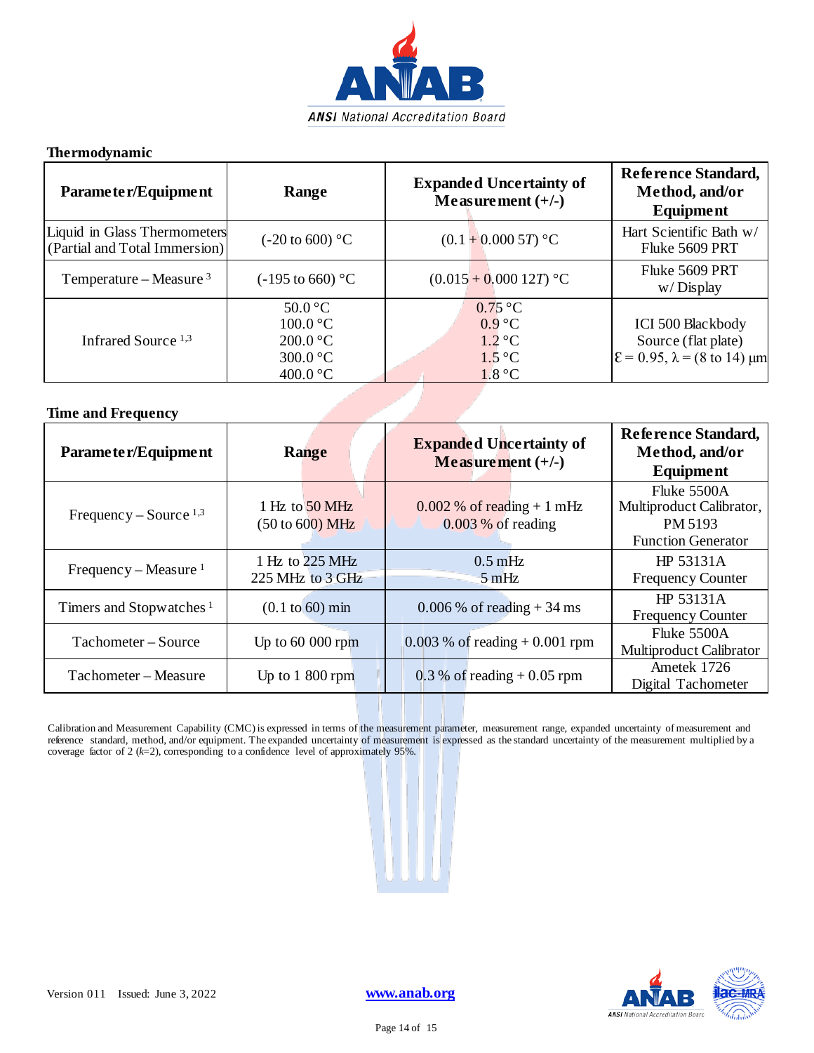### Thermodynamic

| Parameter/Equipment | Range | Expanded Uncertainty of Measurement (+/-) | Reference Standard, Method, and/or Equipment |
|---|---|---|---|
| Liquid in Glass Thermometers (Partial and Total Immersion) | (-20 to 600) °C | (0.1 + 0.000 5$T$) °C | Hart Scientific Bath w/ Fluke 5609 PRT |
| Temperature – Measure [3] | (-195 to 660) °C | (0.015 + 0.000 12$T$) °C | Fluke 5609 PRT w/ Display |
| Infrared Source [1,3] | 50.0 °C<br>100.0 °C<br>200.0 °C<br>300.0 °C<br>400.0 °C | 0.75 °C<br>0.9 °C<br>1.2 °C<br>1.5 °C<br>1.8 °C | ICI 500 Blackbody Source (flat plate)<br>$\varepsilon = 0.95$, $\lambda$ = (8 to 14) μm |

### Time and Frequency

| Parameter/Equipment | Range | Expanded Uncertainty of Measurement (+/-) | Reference Standard, Method, and/or Equipment |
|---|---|---|---|
| Frequency – Source [1,3] | 1 Hz to 50 MHz<br>(50 to 600) MHz | 0.002 % of reading + 1 mHz<br>0.003 % of reading | Fluke 5500A Multiproduct Calibrator, PM 5193 Function Generator |
| Frequency – Measure [1] | 1 Hz to 225 MHz<br>225 MHz to 3 GHz | 0.5 mHz<br>5 mHz | HP 53131A Frequency Counter |
| Timers and Stopwatches [1] | (0.1 to 60) min | 0.006 % of reading + 34 ms | HP 53131A Frequency Counter |
| Tachometer – Source | Up to 60 000 rpm | 0.003 % of reading + 0.001 rpm | Fluke 5500A Multiproduct Calibrator |
| Tachometer – Measure | Up to 1 800 rpm | 0.3 % of reading + 0.05 rpm | Ametek 1726 Digital Tachometer |

Calibration and Measurement Capability (CMC) is expressed in terms of the measurement parameter, measurement range, expanded uncertainty of measurement and reference standard, method, and/or equipment. The expanded uncertainty of measurement is expressed as the standard uncertainty of the measurement multiplied by a coverage factor of 2 ($k$=2), corresponding to a confidence level of approximately 95%.

Version 011 Issued: June 3, 2022 www.anab.org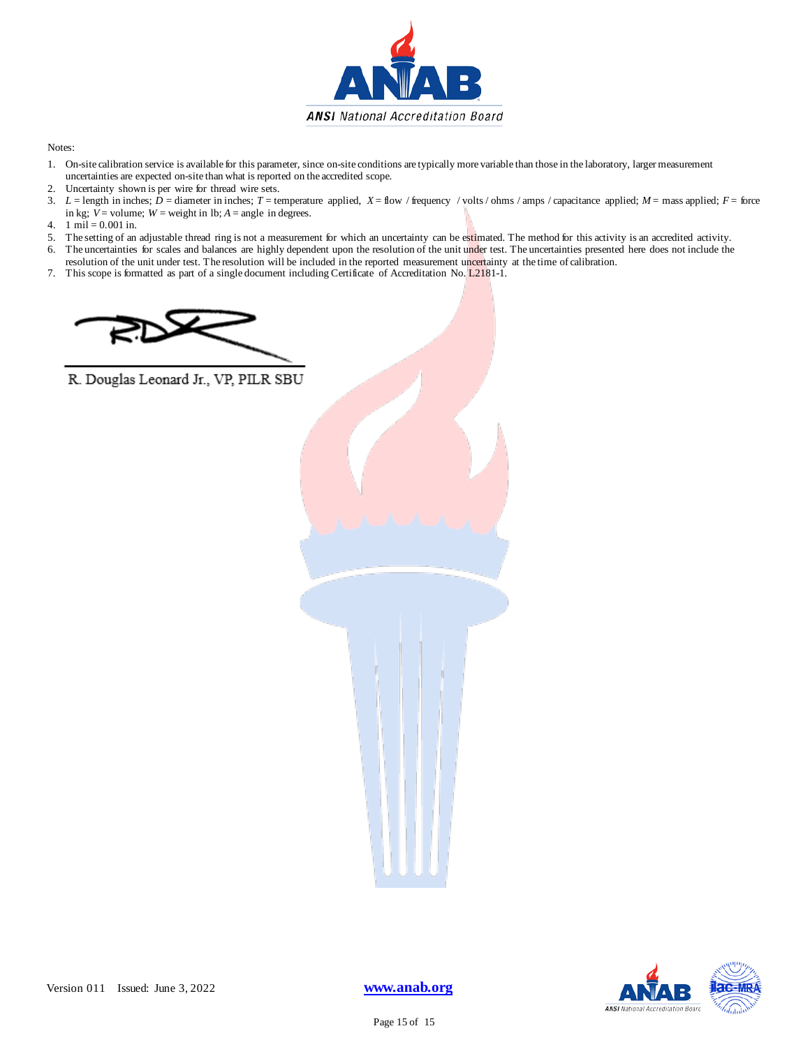Notes:

1. On-site calibration service is available for this parameter, since on-site conditions are typically more variable than those in the laboratory, larger measurement uncertainties are expected on-site than what is reported on the accredited scope.
2. Uncertainty shown is per wire for thread wire sets.
3. $L$ = length in inches; $D$ = diameter in inches; $T$ = temperature applied, $X$ = flow / frequency / volts / ohms / amps / capacitance applied; $M$ = mass applied; $F$ = force in kg; $V$ = volume; $W$ = weight in lb; $A$ = angle in degrees.
4. 1 mil = 0.001 in.
5. The setting of an adjustable thread ring is not a measurement for which an uncertainty can be estimated. The method for this activity is an accredited activity.
6. The uncertainties for scales and balances are highly dependent upon the resolution of the unit under test. The uncertainties presented here does not include the resolution of the unit under test. The resolution will be included in the reported measurement uncertainty at the time of calibration.
7. This scope is formatted as part of a single document including Certificate of Accreditation No. L2181-1.

R. Douglas Leonard Jr., VP, PILR SBU

Version 011 Issued: June 3, 2022

www.anab.org